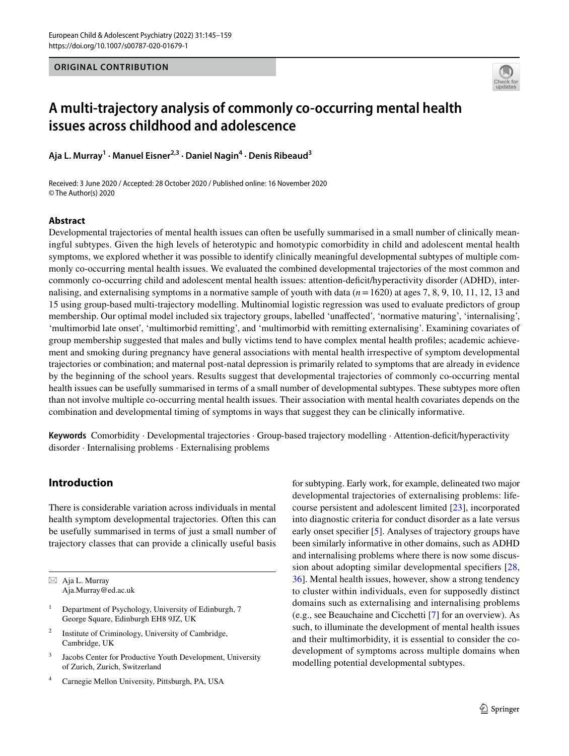ORIGINAL CONTRIBUTION

# A multi-trajectory analysis of commonly co-occurring mental health issues across childhood and adolescence

**Aja L. Murray[1] · Manuel Eisner[2,3] · Daniel Nagin[4] · Denis Ribeaud[3]**

Received: 3 June 2020 / Accepted: 28 October 2020 / Published online: 16 November 2020
© The Author(s) 2020

## Abstract

Developmental trajectories of mental health issues can often be usefully summarised in a small number of clinically meaningful subtypes. Given the high levels of heterotypic and homotypic comorbidity in child and adolescent mental health symptoms, we explored whether it was possible to identify clinically meaningful developmental subtypes of multiple commonly co-occurring mental health issues. We evaluated the combined developmental trajectories of the most common and commonly co-occurring child and adolescent mental health issues: attention-deficit/hyperactivity disorder (ADHD), internalising, and externalising symptoms in a normative sample of youth with data ($n = 1620$) at ages 7, 8, 9, 10, 11, 12, 13 and 15 using group-based multi-trajectory modelling. Multinomial logistic regression was used to evaluate predictors of group membership. Our optimal model included six trajectory groups, labelled 'unaffected', 'normative maturing', 'internalising', 'multimorbid late onset', 'multimorbid remitting', and 'multimorbid with remitting externalising'. Examining covariates of group membership suggested that males and bully victims tend to have complex mental health profiles; academic achievement and smoking during pregnancy have general associations with mental health irrespective of symptom developmental trajectories or combination; and maternal post-natal depression is primarily related to symptoms that are already in evidence by the beginning of the school years. Results suggest that developmental trajectories of commonly co-occurring mental health issues can be usefully summarised in terms of a small number of developmental subtypes. These subtypes more often than not involve multiple co-occurring mental health issues. Their association with mental health covariates depends on the combination and developmental timing of symptoms in ways that suggest they can be clinically informative.

**Keywords** Comorbidity · Developmental trajectories · Group-based trajectory modelling · Attention-deficit/hyperactivity disorder · Internalising problems · Externalising problems

## Introduction

There is considerable variation across individuals in mental health symptom developmental trajectories. Often this can be usefully summarised in terms of just a small number of trajectory classes that can provide a clinically useful basis for subtyping. Early work, for example, delineated two major developmental trajectories of externalising problems: life-course persistent and adolescent limited [23], incorporated into diagnostic criteria for conduct disorder as a late versus early onset specifier [5]. Analyses of trajectory groups have been similarly informative in other domains, such as ADHD and internalising problems where there is now some discussion about adopting similar developmental specifiers [28, 36]. Mental health issues, however, show a strong tendency to cluster within individuals, even for supposedly distinct domains such as externalising and internalising problems (e.g., see Beauchaine and Cicchetti [7] for an overview). As such, to illuminate the development of mental health issues and their multimorbidity, it is essential to consider the co-development of symptoms across multiple domains when modelling potential developmental subtypes.

---

✉ Aja L. Murray
Aja.Murray@ed.ac.uk

[1] Department of Psychology, University of Edinburgh, 7 George Square, Edinburgh EH8 9JZ, UK

[2] Institute of Criminology, University of Cambridge, Cambridge, UK

[3] Jacobs Center for Productive Youth Development, University of Zurich, Zurich, Switzerland

[4] Carnegie Mellon University, Pittsburgh, PA, USA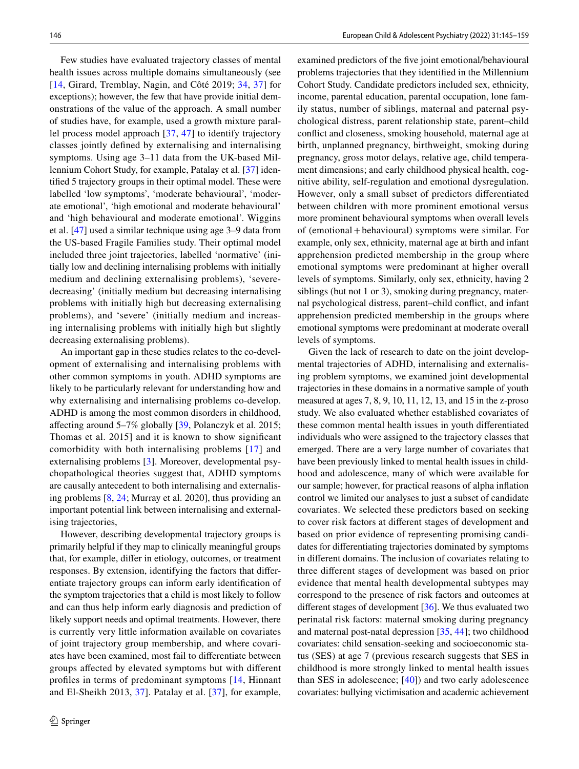Few studies have evaluated trajectory classes of mental health issues across multiple domains simultaneously (see [14, Girard, Tremblay, Nagin, and Côté 2019; 34, 37] for exceptions); however, the few that have provide initial demonstrations of the value of the approach. A small number of studies have, for example, used a growth mixture parallel process model approach [37, 47] to identify trajectory classes jointly defined by externalising and internalising symptoms. Using age 3–11 data from the UK-based Millennium Cohort Study, for example, Patalay et al. [37] identified 5 trajectory groups in their optimal model. These were labelled 'low symptoms', 'moderate behavioural', 'moderate emotional', 'high emotional and moderate behavioural' and 'high behavioural and moderate emotional'. Wiggins et al. [47] used a similar technique using age 3–9 data from the US-based Fragile Families study. Their optimal model included three joint trajectories, labelled 'normative' (initially low and declining internalising problems with initially medium and declining externalising problems), 'severe-decreasing' (initially medium but decreasing internalising problems with initially high but decreasing externalising problems), and 'severe' (initially medium and increasing internalising problems with initially high but slightly decreasing externalising problems).

An important gap in these studies relates to the co-development of externalising and internalising problems with other common symptoms in youth. ADHD symptoms are likely to be particularly relevant for understanding how and why externalising and internalising problems co-develop. ADHD is among the most common disorders in childhood, affecting around 5–7% globally [39, Polanczyk et al. 2015; Thomas et al. 2015] and it is known to show significant comorbidity with both internalising problems [17] and externalising problems [3]. Moreover, developmental psychopathological theories suggest that, ADHD symptoms are causally antecedent to both internalising and externalising problems [8, 24; Murray et al. 2020], thus providing an important potential link between internalising and externalising trajectories,

However, describing developmental trajectory groups is primarily helpful if they map to clinically meaningful groups that, for example, differ in etiology, outcomes, or treatment responses. By extension, identifying the factors that differentiate trajectory groups can inform early identification of the symptom trajectories that a child is most likely to follow and can thus help inform early diagnosis and prediction of likely support needs and optimal treatments. However, there is currently very little information available on covariates of joint trajectory group membership, and where covariates have been examined, most fail to differentiate between groups affected by elevated symptoms but with different profiles in terms of predominant symptoms [14, Hinnant and El-Sheikh 2013, 37]. Patalay et al. [37], for example, examined predictors of the five joint emotional/behavioural problems trajectories that they identified in the Millennium Cohort Study. Candidate predictors included sex, ethnicity, income, parental education, parental occupation, lone family status, number of siblings, maternal and paternal psychological distress, parent relationship state, parent–child conflict and closeness, smoking household, maternal age at birth, unplanned pregnancy, birthweight, smoking during pregnancy, gross motor delays, relative age, child temperament dimensions; and early childhood physical health, cognitive ability, self-regulation and emotional dysregulation. However, only a small subset of predictors differentiated between children with more prominent emotional versus more prominent behavioural symptoms when overall levels of (emotional + behavioural) symptoms were similar. For example, only sex, ethnicity, maternal age at birth and infant apprehension predicted membership in the group where emotional symptoms were predominant at higher overall levels of symptoms. Similarly, only sex, ethnicity, having 2 siblings (but not 1 or 3), smoking during pregnancy, maternal psychological distress, parent–child conflict, and infant apprehension predicted membership in the groups where emotional symptoms were predominant at moderate overall levels of symptoms.

Given the lack of research to date on the joint developmental trajectories of ADHD, internalising and externalising problem symptoms, we examined joint developmental trajectories in these domains in a normative sample of youth measured at ages 7, 8, 9, 10, 11, 12, 13, and 15 in the z-proso study. We also evaluated whether established covariates of these common mental health issues in youth differentiated individuals who were assigned to the trajectory classes that emerged. There are a very large number of covariates that have been previously linked to mental health issues in childhood and adolescence, many of which were available for our sample; however, for practical reasons of alpha inflation control we limited our analyses to just a subset of candidate covariates. We selected these predictors based on seeking to cover risk factors at different stages of development and based on prior evidence of representing promising candidates for differentiating trajectories dominated by symptoms in different domains. The inclusion of covariates relating to three different stages of development was based on prior evidence that mental health developmental subtypes may correspond to the presence of risk factors and outcomes at different stages of development [36]. We thus evaluated two perinatal risk factors: maternal smoking during pregnancy and maternal post-natal depression [35, 44]; two childhood covariates: child sensation-seeking and socioeconomic status (SES) at age 7 (previous research suggests that SES in childhood is more strongly linked to mental health issues than SES in adolescence; [40]) and two early adolescence covariates: bullying victimisation and academic achievement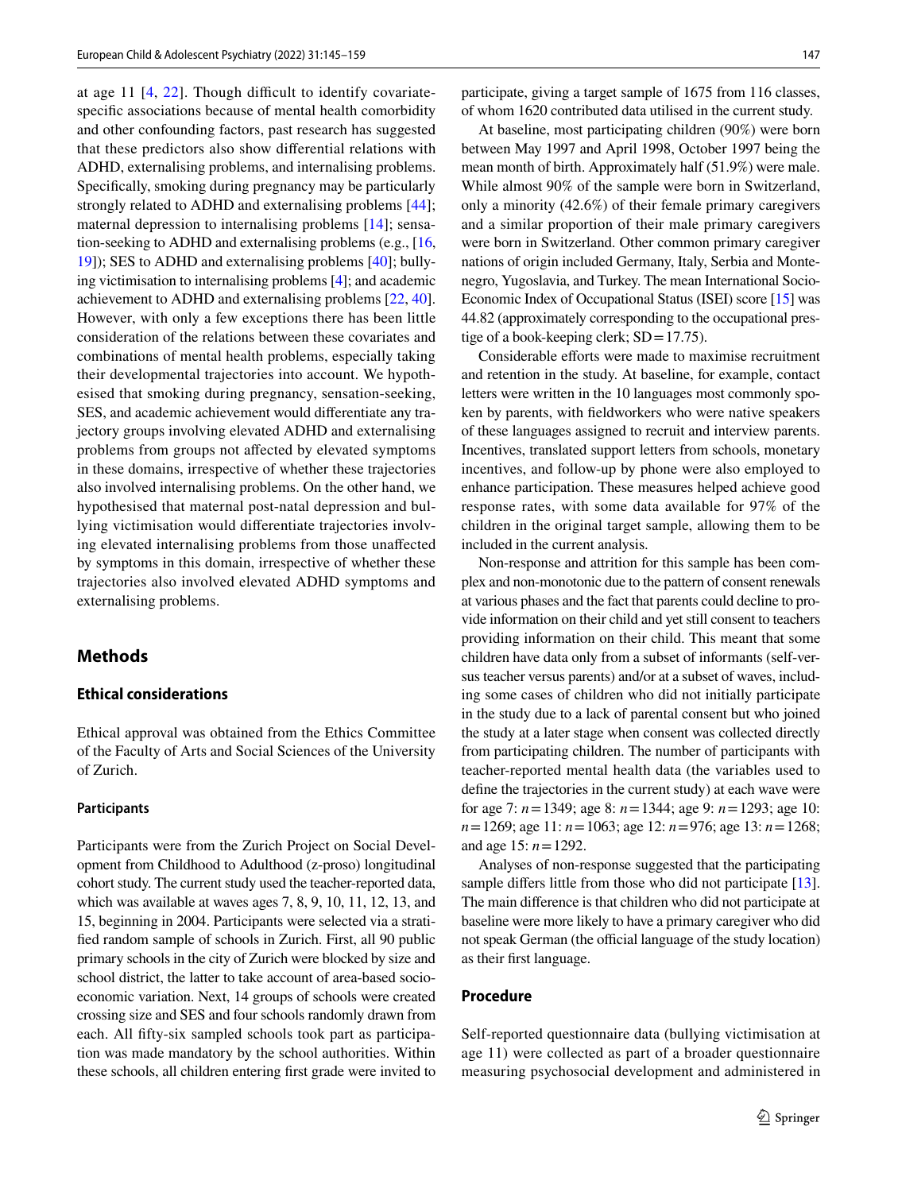at age 11 [4, 22]. Though difficult to identify covariate-specific associations because of mental health comorbidity and other confounding factors, past research has suggested that these predictors also show differential relations with ADHD, externalising problems, and internalising problems. Specifically, smoking during pregnancy may be particularly strongly related to ADHD and externalising problems [44]; maternal depression to internalising problems [14]; sensation-seeking to ADHD and externalising problems (e.g., [16, 19]); SES to ADHD and externalising problems [40]; bullying victimisation to internalising problems [4]; and academic achievement to ADHD and externalising problems [22, 40]. However, with only a few exceptions there has been little consideration of the relations between these covariates and combinations of mental health problems, especially taking their developmental trajectories into account. We hypothesised that smoking during pregnancy, sensation-seeking, SES, and academic achievement would differentiate any trajectory groups involving elevated ADHD and externalising problems from groups not affected by elevated symptoms in these domains, irrespective of whether these trajectories also involved internalising problems. On the other hand, we hypothesised that maternal post-natal depression and bullying victimisation would differentiate trajectories involving elevated internalising problems from those unaffected by symptoms in this domain, irrespective of whether these trajectories also involved elevated ADHD symptoms and externalising problems.

## Methods

### Ethical considerations

Ethical approval was obtained from the Ethics Committee of the Faculty of Arts and Social Sciences of the University of Zurich.

#### Participants

Participants were from the Zurich Project on Social Development from Childhood to Adulthood (z-proso) longitudinal cohort study. The current study used the teacher-reported data, which was available at waves ages 7, 8, 9, 10, 11, 12, 13, and 15, beginning in 2004. Participants were selected via a stratified random sample of schools in Zurich. First, all 90 public primary schools in the city of Zurich were blocked by size and school district, the latter to take account of area-based socioeconomic variation. Next, 14 groups of schools were created crossing size and SES and four schools randomly drawn from each. All fifty-six sampled schools took part as participation was made mandatory by the school authorities. Within these schools, all children entering first grade were invited to participate, giving a target sample of 1675 from 116 classes, of whom 1620 contributed data utilised in the current study.

At baseline, most participating children (90%) were born between May 1997 and April 1998, October 1997 being the mean month of birth. Approximately half (51.9%) were male. While almost 90% of the sample were born in Switzerland, only a minority (42.6%) of their female primary caregivers and a similar proportion of their male primary caregivers were born in Switzerland. Other common primary caregiver nations of origin included Germany, Italy, Serbia and Montenegro, Yugoslavia, and Turkey. The mean International Socio-Economic Index of Occupational Status (ISEI) score [15] was 44.82 (approximately corresponding to the occupational prestige of a book-keeping clerk; SD = 17.75).

Considerable efforts were made to maximise recruitment and retention in the study. At baseline, for example, contact letters were written in the 10 languages most commonly spoken by parents, with fieldworkers who were native speakers of these languages assigned to recruit and interview parents. Incentives, translated support letters from schools, monetary incentives, and follow-up by phone were also employed to enhance participation. These measures helped achieve good response rates, with some data available for 97% of the children in the original target sample, allowing them to be included in the current analysis.

Non-response and attrition for this sample has been complex and non-monotonic due to the pattern of consent renewals at various phases and the fact that parents could decline to provide information on their child and yet still consent to teachers providing information on their child. This meant that some children have data only from a subset of informants (self-versus teacher versus parents) and/or at a subset of waves, including some cases of children who did not initially participate in the study due to a lack of parental consent but who joined the study at a later stage when consent was collected directly from participating children. The number of participants with teacher-reported mental health data (the variables used to define the trajectories in the current study) at each wave were for age 7: $n = 1349$; age 8: $n = 1344$; age 9: $n = 1293$; age 10: $n = 1269$; age 11: $n = 1063$; age 12: $n = 976$; age 13: $n = 1268$; and age 15: $n = 1292$.

Analyses of non-response suggested that the participating sample differs little from those who did not participate [13]. The main difference is that children who did not participate at baseline were more likely to have a primary caregiver who did not speak German (the official language of the study location) as their first language.

### Procedure

Self-reported questionnaire data (bullying victimisation at age 11) were collected as part of a broader questionnaire measuring psychosocial development and administered in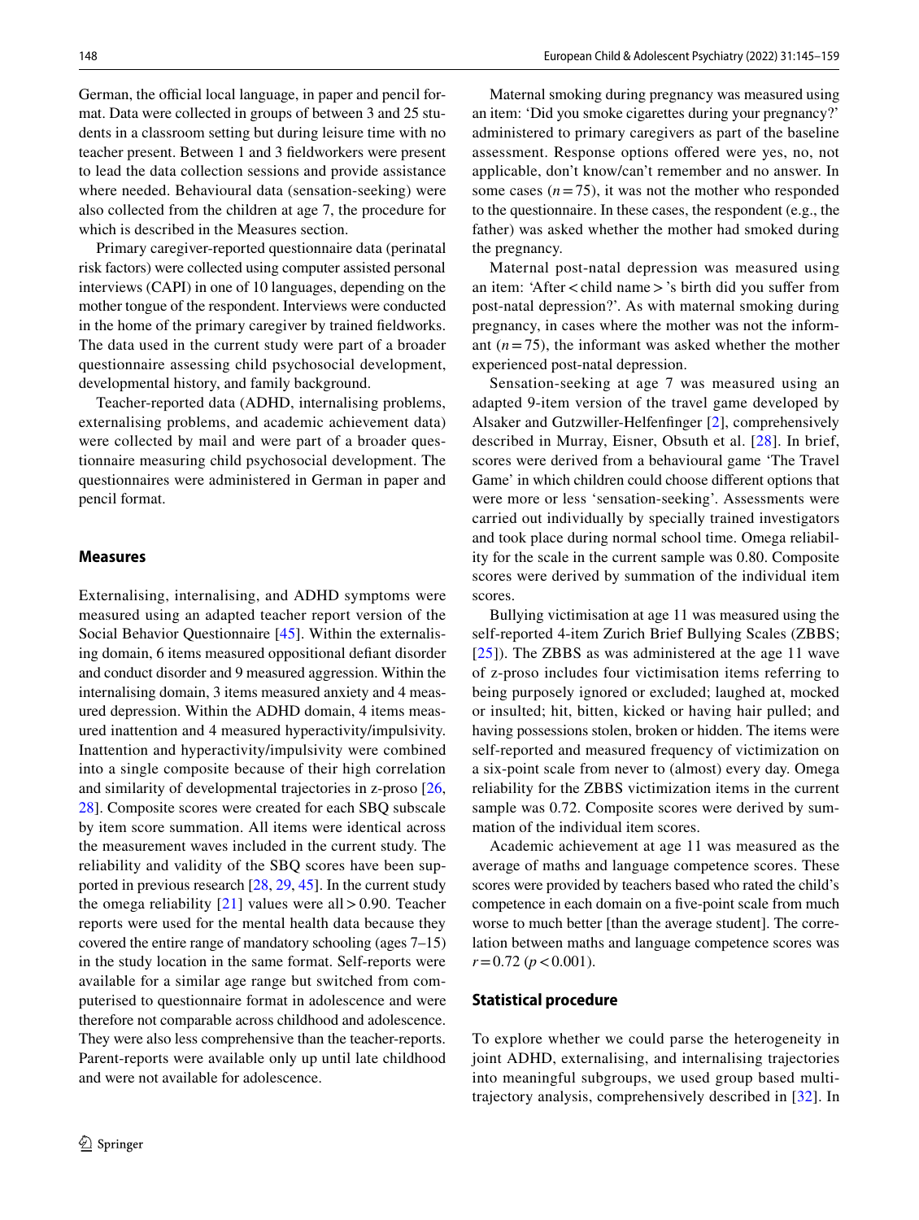German, the official local language, in paper and pencil format. Data were collected in groups of between 3 and 25 students in a classroom setting but during leisure time with no teacher present. Between 1 and 3 fieldworkers were present to lead the data collection sessions and provide assistance where needed. Behavioural data (sensation-seeking) were also collected from the children at age 7, the procedure for which is described in the Measures section.

Primary caregiver-reported questionnaire data (perinatal risk factors) were collected using computer assisted personal interviews (CAPI) in one of 10 languages, depending on the mother tongue of the respondent. Interviews were conducted in the home of the primary caregiver by trained fieldworks. The data used in the current study were part of a broader questionnaire assessing child psychosocial development, developmental history, and family background.

Teacher-reported data (ADHD, internalising problems, externalising problems, and academic achievement data) were collected by mail and were part of a broader questionnaire measuring child psychosocial development. The questionnaires were administered in German in paper and pencil format.

## Measures

Externalising, internalising, and ADHD symptoms were measured using an adapted teacher report version of the Social Behavior Questionnaire [45]. Within the externalising domain, 6 items measured oppositional defiant disorder and conduct disorder and 9 measured aggression. Within the internalising domain, 3 items measured anxiety and 4 measured depression. Within the ADHD domain, 4 items measured inattention and 4 measured hyperactivity/impulsivity. Inattention and hyperactivity/impulsivity were combined into a single composite because of their high correlation and similarity of developmental trajectories in z-proso [26, 28]. Composite scores were created for each SBQ subscale by item score summation. All items were identical across the measurement waves included in the current study. The reliability and validity of the SBQ scores have been supported in previous research [28, 29, 45]. In the current study the omega reliability [21] values were all > 0.90. Teacher reports were used for the mental health data because they covered the entire range of mandatory schooling (ages 7–15) in the study location in the same format. Self-reports were available for a similar age range but switched from computerised to questionnaire format in adolescence and were therefore not comparable across childhood and adolescence. They were also less comprehensive than the teacher-reports. Parent-reports were available only up until late childhood and were not available for adolescence.

Maternal smoking during pregnancy was measured using an item: 'Did you smoke cigarettes during your pregnancy?' administered to primary caregivers as part of the baseline assessment. Response options offered were yes, no, not applicable, don't know/can't remember and no answer. In some cases ($n = 75$), it was not the mother who responded to the questionnaire. In these cases, the respondent (e.g., the father) was asked whether the mother had smoked during the pregnancy.

Maternal post-natal depression was measured using an item: 'After < child name > 's birth did you suffer from post-natal depression?'. As with maternal smoking during pregnancy, in cases where the mother was not the informant ($n = 75$), the informant was asked whether the mother experienced post-natal depression.

Sensation-seeking at age 7 was measured using an adapted 9-item version of the travel game developed by Alsaker and Gutzwiller-Helfenfinger [2], comprehensively described in Murray, Eisner, Obsuth et al. [28]. In brief, scores were derived from a behavioural game 'The Travel Game' in which children could choose different options that were more or less 'sensation-seeking'. Assessments were carried out individually by specially trained investigators and took place during normal school time. Omega reliability for the scale in the current sample was 0.80. Composite scores were derived by summation of the individual item scores.

Bullying victimisation at age 11 was measured using the self-reported 4-item Zurich Brief Bullying Scales (ZBBS; [25]). The ZBBS as was administered at the age 11 wave of z-proso includes four victimisation items referring to being purposely ignored or excluded; laughed at, mocked or insulted; hit, bitten, kicked or having hair pulled; and having possessions stolen, broken or hidden. The items were self-reported and measured frequency of victimization on a six-point scale from never to (almost) every day. Omega reliability for the ZBBS victimization items in the current sample was 0.72. Composite scores were derived by summation of the individual item scores.

Academic achievement at age 11 was measured as the average of maths and language competence scores. These scores were provided by teachers based who rated the child's competence in each domain on a five-point scale from much worse to much better [than the average student]. The correlation between maths and language competence scores was $r = 0.72$ ($p < 0.001$).

## Statistical procedure

To explore whether we could parse the heterogeneity in joint ADHD, externalising, and internalising trajectories into meaningful subgroups, we used group based multi-trajectory analysis, comprehensively described in [32]. In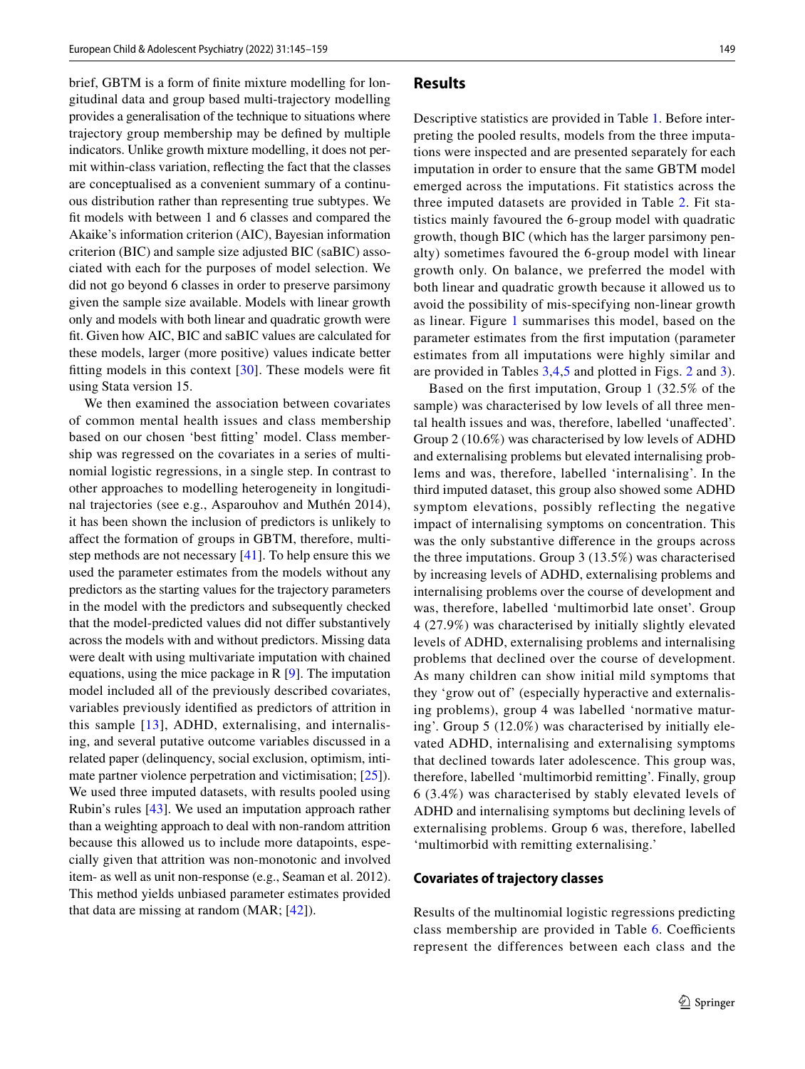brief, GBTM is a form of finite mixture modelling for longitudinal data and group based multi-trajectory modelling provides a generalisation of the technique to situations where trajectory group membership may be defined by multiple indicators. Unlike growth mixture modelling, it does not permit within-class variation, reflecting the fact that the classes are conceptualised as a convenient summary of a continuous distribution rather than representing true subtypes. We fit models with between 1 and 6 classes and compared the Akaike's information criterion (AIC), Bayesian information criterion (BIC) and sample size adjusted BIC (saBIC) associated with each for the purposes of model selection. We did not go beyond 6 classes in order to preserve parsimony given the sample size available. Models with linear growth only and models with both linear and quadratic growth were fit. Given how AIC, BIC and saBIC values are calculated for these models, larger (more positive) values indicate better fitting models in this context [30]. These models were fit using Stata version 15.

We then examined the association between covariates of common mental health issues and class membership based on our chosen 'best fitting' model. Class membership was regressed on the covariates in a series of multinomial logistic regressions, in a single step. In contrast to other approaches to modelling heterogeneity in longitudinal trajectories (see e.g., Asparouhov and Muthén 2014), it has been shown the inclusion of predictors is unlikely to affect the formation of groups in GBTM, therefore, multi-step methods are not necessary [41]. To help ensure this we used the parameter estimates from the models without any predictors as the starting values for the trajectory parameters in the model with the predictors and subsequently checked that the model-predicted values did not differ substantively across the models with and without predictors. Missing data were dealt with using multivariate imputation with chained equations, using the mice package in R [9]. The imputation model included all of the previously described covariates, variables previously identified as predictors of attrition in this sample [13], ADHD, externalising, and internalising, and several putative outcome variables discussed in a related paper (delinquency, social exclusion, optimism, intimate partner violence perpetration and victimisation; [25]). We used three imputed datasets, with results pooled using Rubin's rules [43]. We used an imputation approach rather than a weighting approach to deal with non-random attrition because this allowed us to include more datapoints, especially given that attrition was non-monotonic and involved item- as well as unit non-response (e.g., Seaman et al. 2012). This method yields unbiased parameter estimates provided that data are missing at random (MAR; [42]).

## Results

Descriptive statistics are provided in Table 1. Before interpreting the pooled results, models from the three imputations were inspected and are presented separately for each imputation in order to ensure that the same GBTM model emerged across the imputations. Fit statistics across the three imputed datasets are provided in Table 2. Fit statistics mainly favoured the 6-group model with quadratic growth, though BIC (which has the larger parsimony penalty) sometimes favoured the 6-group model with linear growth only. On balance, we preferred the model with both linear and quadratic growth because it allowed us to avoid the possibility of mis-specifying non-linear growth as linear. Figure 1 summarises this model, based on the parameter estimates from the first imputation (parameter estimates from all imputations were highly similar and are provided in Tables 3,4,5 and plotted in Figs. 2 and 3).

Based on the first imputation, Group 1 (32.5% of the sample) was characterised by low levels of all three mental health issues and was, therefore, labelled 'unaffected'. Group 2 (10.6%) was characterised by low levels of ADHD and externalising problems but elevated internalising problems and was, therefore, labelled 'internalising'. In the third imputed dataset, this group also showed some ADHD symptom elevations, possibly reflecting the negative impact of internalising symptoms on concentration. This was the only substantive difference in the groups across the three imputations. Group 3 (13.5%) was characterised by increasing levels of ADHD, externalising problems and internalising problems over the course of development and was, therefore, labelled 'multimorbid late onset'. Group 4 (27.9%) was characterised by initially slightly elevated levels of ADHD, externalising problems and internalising problems that declined over the course of development. As many children can show initial mild symptoms that they 'grow out of' (especially hyperactive and externalising problems), group 4 was labelled 'normative maturing'. Group 5 (12.0%) was characterised by initially elevated ADHD, internalising and externalising symptoms that declined towards later adolescence. This group was, therefore, labelled 'multimorbid remitting'. Finally, group 6 (3.4%) was characterised by stably elevated levels of ADHD and internalising symptoms but declining levels of externalising problems. Group 6 was, therefore, labelled 'multimorbid with remitting externalising.'

### Covariates of trajectory classes

Results of the multinomial logistic regressions predicting class membership are provided in Table 6. Coefficients represent the differences between each class and the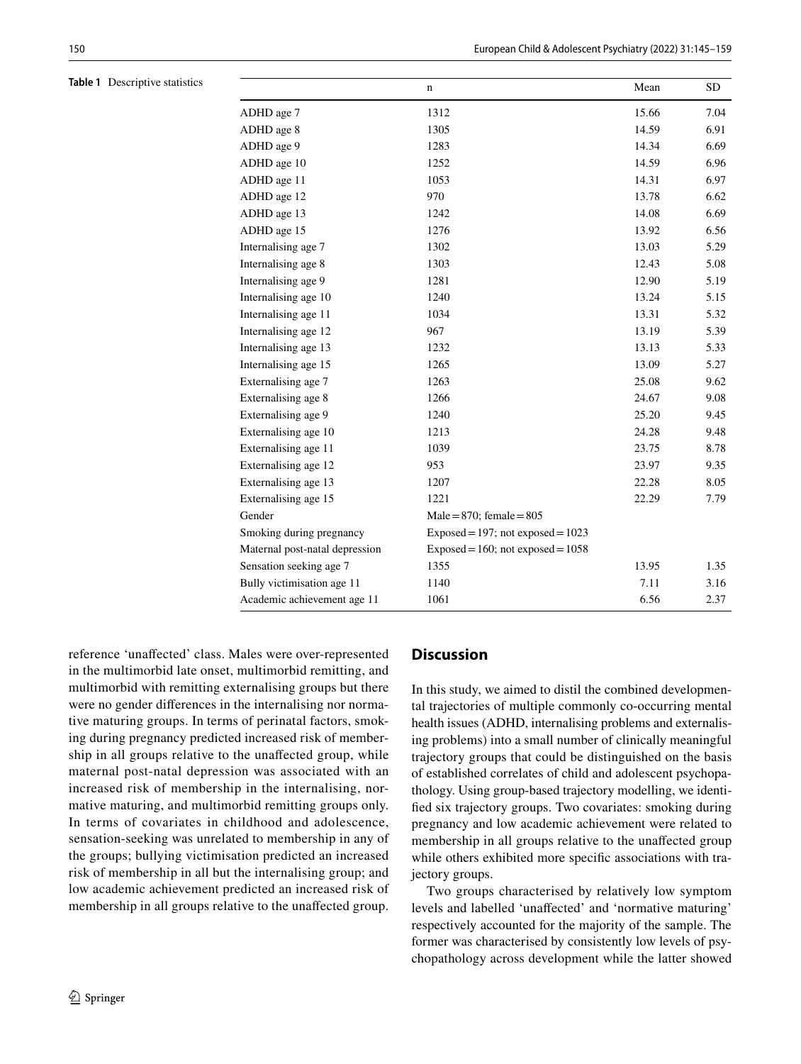**Table 1** Descriptive statistics

| | n | Mean | SD |
|---|---|---|---|
| ADHD age 7 | 1312 | 15.66 | 7.04 |
| ADHD age 8 | 1305 | 14.59 | 6.91 |
| ADHD age 9 | 1283 | 14.34 | 6.69 |
| ADHD age 10 | 1252 | 14.59 | 6.96 |
| ADHD age 11 | 1053 | 14.31 | 6.97 |
| ADHD age 12 | 970 | 13.78 | 6.62 |
| ADHD age 13 | 1242 | 14.08 | 6.69 |
| ADHD age 15 | 1276 | 13.92 | 6.56 |
| Internalising age 7 | 1302 | 13.03 | 5.29 |
| Internalising age 8 | 1303 | 12.43 | 5.08 |
| Internalising age 9 | 1281 | 12.90 | 5.19 |
| Internalising age 10 | 1240 | 13.24 | 5.15 |
| Internalising age 11 | 1034 | 13.31 | 5.32 |
| Internalising age 12 | 967 | 13.19 | 5.39 |
| Internalising age 13 | 1232 | 13.13 | 5.33 |
| Internalising age 15 | 1265 | 13.09 | 5.27 |
| Externalising age 7 | 1263 | 25.08 | 9.62 |
| Externalising age 8 | 1266 | 24.67 | 9.08 |
| Externalising age 9 | 1240 | 25.20 | 9.45 |
| Externalising age 10 | 1213 | 24.28 | 9.48 |
| Externalising age 11 | 1039 | 23.75 | 8.78 |
| Externalising age 12 | 953 | 23.97 | 9.35 |
| Externalising age 13 | 1207 | 22.28 | 8.05 |
| Externalising age 15 | 1221 | 22.29 | 7.79 |
| Gender | Male = 870; female = 805 | | |
| Smoking during pregnancy | Exposed = 197; not exposed = 1023 | | |
| Maternal post-natal depression | Exposed = 160; not exposed = 1058 | | |
| Sensation seeking age 7 | 1355 | 13.95 | 1.35 |
| Bully victimisation age 11 | 1140 | 7.11 | 3.16 |
| Academic achievement age 11 | 1061 | 6.56 | 2.37 |

reference 'unaffected' class. Males were over-represented in the multimorbid late onset, multimorbid remitting, and multimorbid with remitting externalising groups but there were no gender differences in the internalising nor normative maturing groups. In terms of perinatal factors, smoking during pregnancy predicted increased risk of membership in all groups relative to the unaffected group, while maternal post-natal depression was associated with an increased risk of membership in the internalising, normative maturing, and multimorbid remitting groups only. In terms of covariates in childhood and adolescence, sensation-seeking was unrelated to membership in any of the groups; bullying victimisation predicted an increased risk of membership in all but the internalising group; and low academic achievement predicted an increased risk of membership in all groups relative to the unaffected group.

## Discussion

In this study, we aimed to distil the combined developmental trajectories of multiple commonly co-occurring mental health issues (ADHD, internalising problems and externalising problems) into a small number of clinically meaningful trajectory groups that could be distinguished on the basis of established correlates of child and adolescent psychopathology. Using group-based trajectory modelling, we identified six trajectory groups. Two covariates: smoking during pregnancy and low academic achievement were related to membership in all groups relative to the unaffected group while others exhibited more specific associations with trajectory groups.

Two groups characterised by relatively low symptom levels and labelled 'unaffected' and 'normative maturing' respectively accounted for the majority of the sample. The former was characterised by consistently low levels of psychopathology across development while the latter showed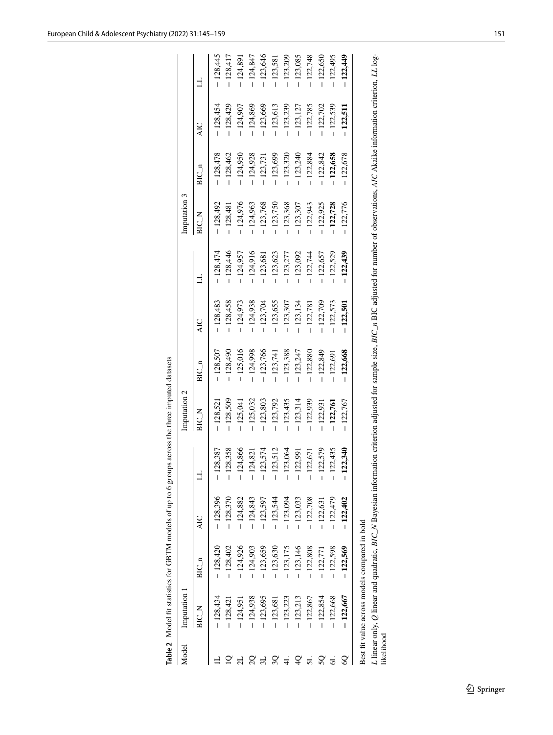**Table 2** Model fit statistics for GBTM models of up to 6 groups across the three imputed datasets

| Model | Imputation 1 | | | | Imputation 2 | | | | Imputation 3 | | | |
|---|---|---|---|---|---|---|---|---|---|---|---|---|
| | BIC_N | BIC_n | AIC | LL | BIC_N | BIC_n | AIC | LL | BIC_N | BIC_n | AIC | LL |
| 1L | − 128,434 | − 128,420 | − 128,396 | − 128,387 | − 128,521 | − 128,507 | − 128,483 | − 128,474 | − 128,492 | − 128,478 | − 128,454 | − 128,445 |
| 1Q | − 128,421 | − 128,402 | − 128,370 | − 128,358 | − 128,509 | − 128,490 | − 128,458 | − 128,446 | − 128,481 | − 128,462 | − 128,429 | − 128,417 |
| 2L | − 124,951 | − 124,926 | − 124,882 | − 124,866 | − 125,041 | − 125,016 | − 124,973 | − 124,957 | − 124,976 | − 124,950 | − 124,907 | − 124,891 |
| 2Q | − 124,938 | − 124,903 | − 124,843 | − 124,821 | − 125,032 | − 124,998 | − 124,938 | − 124,916 | − 124,963 | − 124,928 | − 124,869 | − 124,847 |
| 3L | − 123,695 | − 123,659 | − 123,597 | − 123,574 | − 123,803 | − 123,766 | − 123,704 | − 123,681 | − 123,768 | − 123,731 | − 123,669 | − 123,646 |
| 3Q | − 123,681 | − 123,630 | − 123,544 | − 123,512 | − 123,792 | − 123,741 | − 123,655 | − 123,623 | − 123,750 | − 123,699 | − 123,613 | − 123,581 |
| 4L | − 123,223 | − 123,175 | − 123,094 | − 123,064 | − 123,435 | − 123,388 | − 123,307 | − 123,277 | − 123,368 | − 123,320 | − 123,239 | − 123,209 |
| 4Q | − 123,213 | − 123,146 | − 123,033 | − 122,991 | − 123,314 | − 123,247 | − 123,134 | − 123,092 | − 123,307 | − 123,240 | − 123,127 | − 123,085 |
| 5L | − 122,867 | − 122,808 | − 122,708 | − 122,671 | − 122,939 | − 122,880 | − 122,781 | − 122,744 | − 122,943 | − 122,884 | − 122,785 | − 122,748 |
| 5Q | − 122,854 | − 122,771 | − 122,631 | − 122,579 | − 122,931 | − 122,849 | − 122,709 | − 122,657 | − 122,925 | − 122,842 | − 122,702 | − 122,650 |
| 6L | − 122,668 | − 122,598 | − 122,479 | − 122,435 | **− 122,761** | − 122,691 | − 122,573 | − 122,529 | **− 122,728** | **− 122,658** | − 122,539 | − 122,495 |
| 6Q | **− 122,667** | **− 122,569** | **− 122,402** | **− 122,340** | − 122,767 | **− 122,668** | **− 122,501** | **− 122,439** | − 122,776 | − 122,678 | **− 122,511** | **− 122,449** |

Best fit value across models compared in bold

*L* linear only, *Q* linear and quadratic, *BIC_N* Bayesian information criterion adjusted for sample size, *BIC_n* BIC adjusted for number of observations, *AIC* Akaike information criterion, *LL* log-likelihood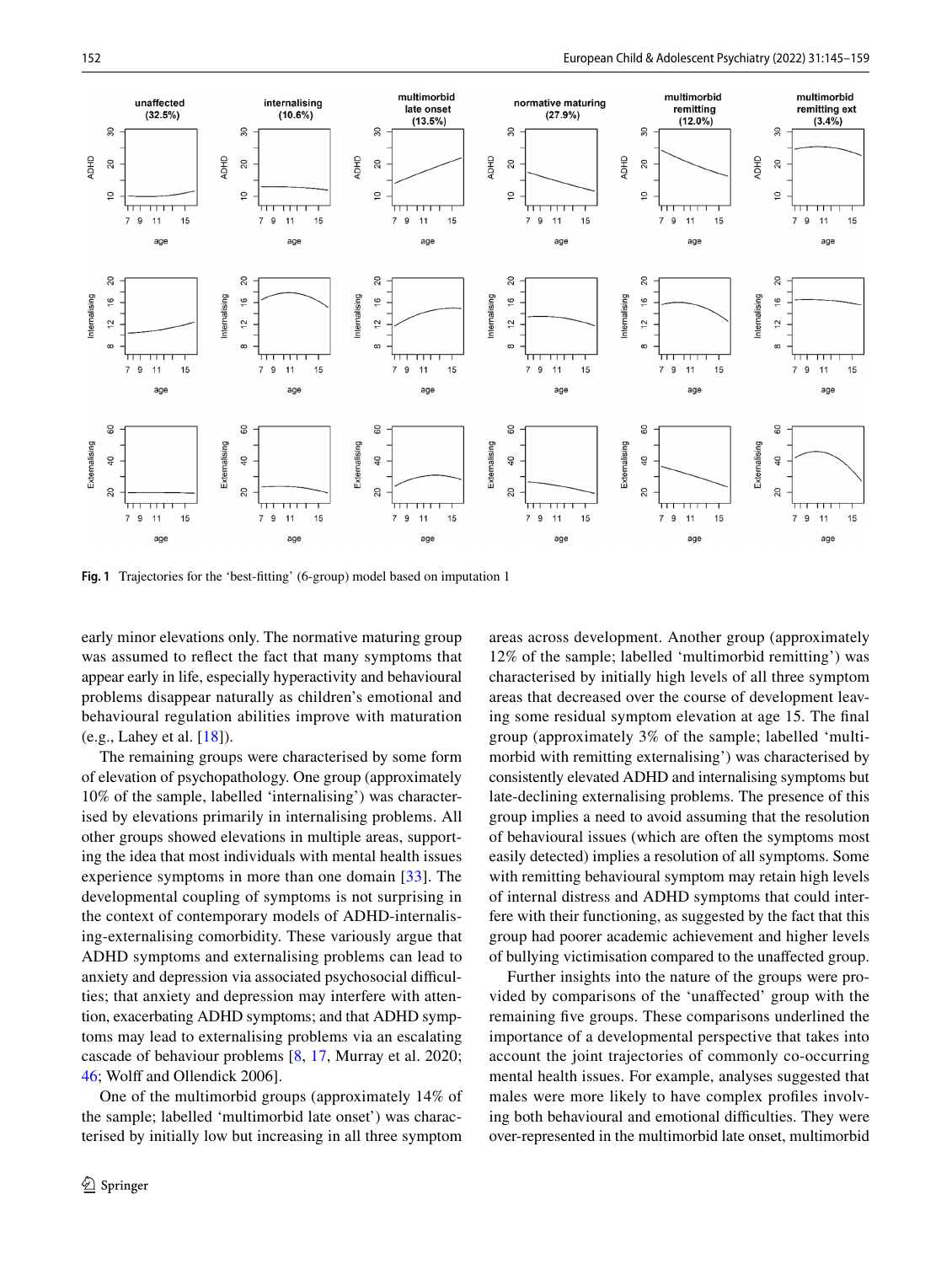Fig. 1 Trajectories for the 'best-fitting' (6-group) model based on imputation 1

early minor elevations only. The normative maturing group was assumed to reflect the fact that many symptoms that appear early in life, especially hyperactivity and behavioural problems disappear naturally as children's emotional and behavioural regulation abilities improve with maturation (e.g., Lahey et al. [18]).

The remaining groups were characterised by some form of elevation of psychopathology. One group (approximately 10% of the sample, labelled 'internalising') was characterised by elevations primarily in internalising problems. All other groups showed elevations in multiple areas, supporting the idea that most individuals with mental health issues experience symptoms in more than one domain [33]. The developmental coupling of symptoms is not surprising in the context of contemporary models of ADHD-internalising-externalising comorbidity. These variously argue that ADHD symptoms and externalising problems can lead to anxiety and depression via associated psychosocial difficulties; that anxiety and depression may interfere with attention, exacerbating ADHD symptoms; and that ADHD symptoms may lead to externalising problems via an escalating cascade of behaviour problems [8, 17, Murray et al. 2020; 46; Wolff and Ollendick 2006].

One of the multimorbid groups (approximately 14% of the sample; labelled 'multimorbid late onset') was characterised by initially low but increasing in all three symptom areas across development. Another group (approximately 12% of the sample; labelled 'multimorbid remitting') was characterised by initially high levels of all three symptom areas that decreased over the course of development leaving some residual symptom elevation at age 15. The final group (approximately 3% of the sample; labelled 'multimorbid with remitting externalising') was characterised by consistently elevated ADHD and internalising symptoms but late-declining externalising problems. The presence of this group implies a need to avoid assuming that the resolution of behavioural issues (which are often the symptoms most easily detected) implies a resolution of all symptoms. Some with remitting behavioural symptom may retain high levels of internal distress and ADHD symptoms that could interfere with their functioning, as suggested by the fact that this group had poorer academic achievement and higher levels of bullying victimisation compared to the unaffected group.

Further insights into the nature of the groups were provided by comparisons of the 'unaffected' group with the remaining five groups. These comparisons underlined the importance of a developmental perspective that takes into account the joint trajectories of commonly co-occurring mental health issues. For example, analyses suggested that males were more likely to have complex profiles involving both behavioural and emotional difficulties. They were over-represented in the multimorbid late onset, multimorbid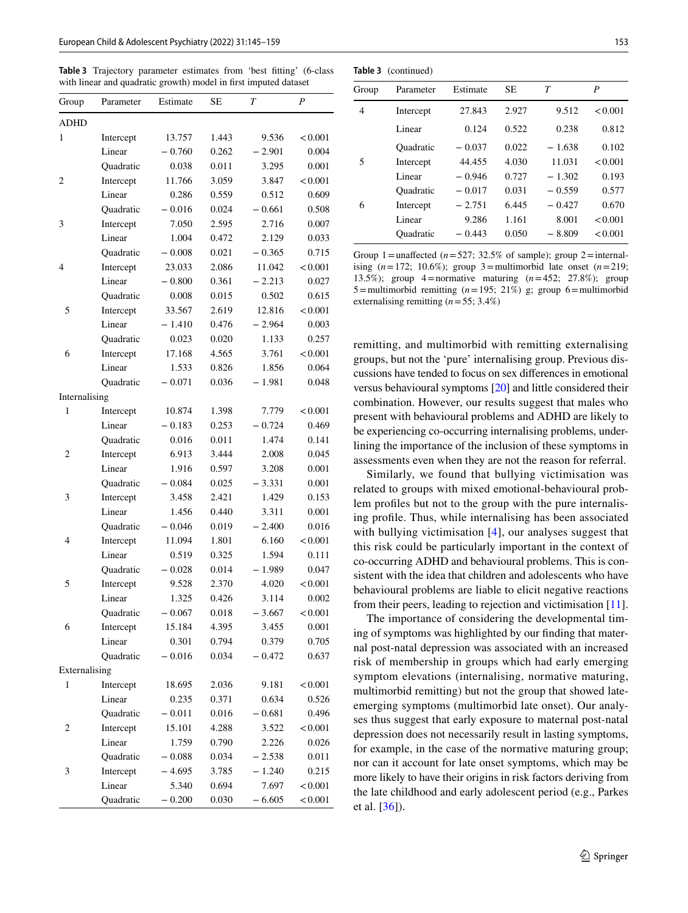**Table 3** Trajectory parameter estimates from 'best fitting' (6-class with linear and quadratic growth) model in first imputed dataset

| Group | Parameter | Estimate | SE | *T* | *P* |
|---|---|---|---|---|---|
| ADHD | | | | | |
| 1 | Intercept | 13.757 | 1.443 | 9.536 | < 0.001 |
| | Linear | − 0.760 | 0.262 | − 2.901 | 0.004 |
| | Quadratic | 0.038 | 0.011 | 3.295 | 0.001 |
| 2 | Intercept | 11.766 | 3.059 | 3.847 | < 0.001 |
| | Linear | 0.286 | 0.559 | 0.512 | 0.609 |
| | Quadratic | − 0.016 | 0.024 | − 0.661 | 0.508 |
| 3 | Intercept | 7.050 | 2.595 | 2.716 | 0.007 |
| | Linear | 1.004 | 0.472 | 2.129 | 0.033 |
| | Quadratic | − 0.008 | 0.021 | − 0.365 | 0.715 |
| 4 | Intercept | 23.033 | 2.086 | 11.042 | < 0.001 |
| | Linear | − 0.800 | 0.361 | − 2.213 | 0.027 |
| | Quadratic | 0.008 | 0.015 | 0.502 | 0.615 |
| 5 | Intercept | 33.567 | 2.619 | 12.816 | < 0.001 |
| | Linear | − 1.410 | 0.476 | − 2.964 | 0.003 |
| | Quadratic | 0.023 | 0.020 | 1.133 | 0.257 |
| 6 | Intercept | 17.168 | 4.565 | 3.761 | < 0.001 |
| | Linear | 1.533 | 0.826 | 1.856 | 0.064 |
| | Quadratic | − 0.071 | 0.036 | − 1.981 | 0.048 |
| Internalising | | | | | |
| 1 | Intercept | 10.874 | 1.398 | 7.779 | < 0.001 |
| | Linear | − 0.183 | 0.253 | − 0.724 | 0.469 |
| | Quadratic | 0.016 | 0.011 | 1.474 | 0.141 |
| 2 | Intercept | 6.913 | 3.444 | 2.008 | 0.045 |
| | Linear | 1.916 | 0.597 | 3.208 | 0.001 |
| | Quadratic | − 0.084 | 0.025 | − 3.331 | 0.001 |
| 3 | Intercept | 3.458 | 2.421 | 1.429 | 0.153 |
| | Linear | 1.456 | 0.440 | 3.311 | 0.001 |
| | Quadratic | − 0.046 | 0.019 | − 2.400 | 0.016 |
| 4 | Intercept | 11.094 | 1.801 | 6.160 | < 0.001 |
| | Linear | 0.519 | 0.325 | 1.594 | 0.111 |
| | Quadratic | − 0.028 | 0.014 | − 1.989 | 0.047 |
| 5 | Intercept | 9.528 | 2.370 | 4.020 | < 0.001 |
| | Linear | 1.325 | 0.426 | 3.114 | 0.002 |
| | Quadratic | − 0.067 | 0.018 | − 3.667 | < 0.001 |
| 6 | Intercept | 15.184 | 4.395 | 3.455 | 0.001 |
| | Linear | 0.301 | 0.794 | 0.379 | 0.705 |
| | Quadratic | − 0.016 | 0.034 | − 0.472 | 0.637 |
| Externalising | | | | | |
| 1 | Intercept | 18.695 | 2.036 | 9.181 | < 0.001 |
| | Linear | 0.235 | 0.371 | 0.634 | 0.526 |
| | Quadratic | − 0.011 | 0.016 | − 0.681 | 0.496 |
| 2 | Intercept | 15.101 | 4.288 | 3.522 | < 0.001 |
| | Linear | 1.759 | 0.790 | 2.226 | 0.026 |
| | Quadratic | − 0.088 | 0.034 | − 2.538 | 0.011 |
| 3 | Intercept | − 4.695 | 3.785 | − 1.240 | 0.215 |
| | Linear | 5.340 | 0.694 | 7.697 | < 0.001 |
| | Quadratic | − 0.200 | 0.030 | − 6.605 | < 0.001 |
| 4 | Intercept | 27.843 | 2.927 | 9.512 | < 0.001 |
| | Linear | 0.124 | 0.522 | 0.238 | 0.812 |
| | Quadratic | − 0.037 | 0.022 | − 1.638 | 0.102 |
| 5 | Intercept | 44.455 | 4.030 | 11.031 | < 0.001 |
| | Linear | − 0.946 | 0.727 | − 1.302 | 0.193 |
| | Quadratic | − 0.017 | 0.031 | − 0.559 | 0.577 |
| 6 | Intercept | − 2.751 | 6.445 | − 0.427 | 0.670 |
| | Linear | 9.286 | 1.161 | 8.001 | < 0.001 |
| | Quadratic | − 0.443 | 0.050 | − 8.809 | < 0.001 |

Group 1 = unaffected ($n$ = 527; 32.5% of sample); group 2 = internalising ($n$ = 172; 10.6%); group 3 = multimorbid late onset ($n$ = 219; 13.5%); group 4 = normative maturing ($n$ = 452; 27.8%); group 5 = multimorbid remitting ($n$ = 195; 21%) g; group 6 = multimorbid externalising remitting ($n$ = 55; 3.4%)

remitting, and multimorbid with remitting externalising groups, but not the 'pure' internalising group. Previous discussions have tended to focus on sex differences in emotional versus behavioural symptoms [20] and little considered their combination. However, our results suggest that males who present with behavioural problems and ADHD are likely to be experiencing co-occurring internalising problems, underlining the importance of the inclusion of these symptoms in assessments even when they are not the reason for referral.

Similarly, we found that bullying victimisation was related to groups with mixed emotional-behavioural problem profiles but not to the group with the pure internalising profile. Thus, while internalising has been associated with bullying victimisation [4], our analyses suggest that this risk could be particularly important in the context of co-occurring ADHD and behavioural problems. This is consistent with the idea that children and adolescents who have behavioural problems are liable to elicit negative reactions from their peers, leading to rejection and victimisation [11].

The importance of considering the developmental timing of symptoms was highlighted by our finding that maternal post-natal depression was associated with an increased risk of membership in groups which had early emerging symptom elevations (internalising, normative maturing, multimorbid remitting) but not the group that showed late-emerging symptoms (multimorbid late onset). Our analyses thus suggest that early exposure to maternal post-natal depression does not necessarily result in lasting symptoms, for example, in the case of the normative maturing group; nor can it account for late onset symptoms, which may be more likely to have their origins in risk factors deriving from the late childhood and early adolescent period (e.g., Parkes et al. [36]).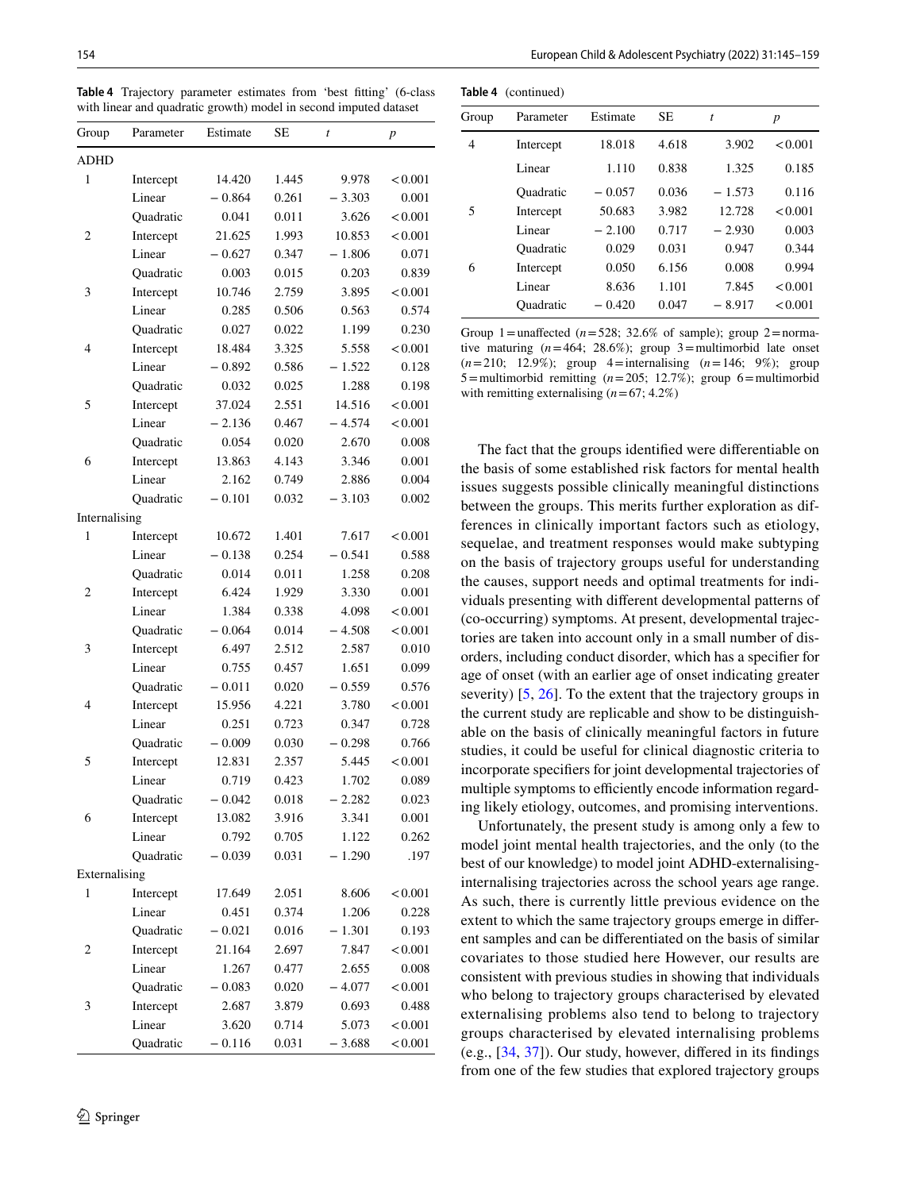**Table 4** Trajectory parameter estimates from 'best fitting' (6-class with linear and quadratic growth) model in second imputed dataset

| Group | Parameter | Estimate | SE | *t* | *p* |
|---|---|---|---|---|---|
| ADHD | | | | | |
| 1 | Intercept | 14.420 | 1.445 | 9.978 | < 0.001 |
| | Linear | − 0.864 | 0.261 | − 3.303 | 0.001 |
| | Quadratic | 0.041 | 0.011 | 3.626 | < 0.001 |
| 2 | Intercept | 21.625 | 1.993 | 10.853 | < 0.001 |
| | Linear | − 0.627 | 0.347 | − 1.806 | 0.071 |
| | Quadratic | 0.003 | 0.015 | 0.203 | 0.839 |
| 3 | Intercept | 10.746 | 2.759 | 3.895 | < 0.001 |
| | Linear | 0.285 | 0.506 | 0.563 | 0.574 |
| | Quadratic | 0.027 | 0.022 | 1.199 | 0.230 |
| 4 | Intercept | 18.484 | 3.325 | 5.558 | < 0.001 |
| | Linear | − 0.892 | 0.586 | − 1.522 | 0.128 |
| | Quadratic | 0.032 | 0.025 | 1.288 | 0.198 |
| 5 | Intercept | 37.024 | 2.551 | 14.516 | < 0.001 |
| | Linear | − 2.136 | 0.467 | − 4.574 | < 0.001 |
| | Quadratic | 0.054 | 0.020 | 2.670 | 0.008 |
| 6 | Intercept | 13.863 | 4.143 | 3.346 | 0.001 |
| | Linear | 2.162 | 0.749 | 2.886 | 0.004 |
| | Quadratic | − 0.101 | 0.032 | − 3.103 | 0.002 |
| Internalising | | | | | |
| 1 | Intercept | 10.672 | 1.401 | 7.617 | < 0.001 |
| | Linear | − 0.138 | 0.254 | − 0.541 | 0.588 |
| | Quadratic | 0.014 | 0.011 | 1.258 | 0.208 |
| 2 | Intercept | 6.424 | 1.929 | 3.330 | 0.001 |
| | Linear | 1.384 | 0.338 | 4.098 | < 0.001 |
| | Quadratic | − 0.064 | 0.014 | − 4.508 | < 0.001 |
| 3 | Intercept | 6.497 | 2.512 | 2.587 | 0.010 |
| | Linear | 0.755 | 0.457 | 1.651 | 0.099 |
| | Quadratic | − 0.011 | 0.020 | − 0.559 | 0.576 |
| 4 | Intercept | 15.956 | 4.221 | 3.780 | < 0.001 |
| | Linear | 0.251 | 0.723 | 0.347 | 0.728 |
| | Quadratic | − 0.009 | 0.030 | − 0.298 | 0.766 |
| 5 | Intercept | 12.831 | 2.357 | 5.445 | < 0.001 |
| | Linear | 0.719 | 0.423 | 1.702 | 0.089 |
| | Quadratic | − 0.042 | 0.018 | − 2.282 | 0.023 |
| 6 | Intercept | 13.082 | 3.916 | 3.341 | 0.001 |
| | Linear | 0.792 | 0.705 | 1.122 | 0.262 |
| | Quadratic | − 0.039 | 0.031 | − 1.290 | .197 |
| Externalising | | | | | |
| 1 | Intercept | 17.649 | 2.051 | 8.606 | < 0.001 |
| | Linear | 0.451 | 0.374 | 1.206 | 0.228 |
| | Quadratic | − 0.021 | 0.016 | − 1.301 | 0.193 |
| 2 | Intercept | 21.164 | 2.697 | 7.847 | < 0.001 |
| | Linear | 1.267 | 0.477 | 2.655 | 0.008 |
| | Quadratic | − 0.083 | 0.020 | − 4.077 | < 0.001 |
| 3 | Intercept | 2.687 | 3.879 | 0.693 | 0.488 |
| | Linear | 3.620 | 0.714 | 5.073 | < 0.001 |
| | Quadratic | − 0.116 | 0.031 | − 3.688 | < 0.001 |
| 4 | Intercept | 18.018 | 4.618 | 3.902 | < 0.001 |
| | Linear | 1.110 | 0.838 | 1.325 | 0.185 |
| | Quadratic | − 0.057 | 0.036 | − 1.573 | 0.116 |
| 5 | Intercept | 50.683 | 3.982 | 12.728 | < 0.001 |
| | Linear | − 2.100 | 0.717 | − 2.930 | 0.003 |
| | Quadratic | 0.029 | 0.031 | 0.947 | 0.344 |
| 6 | Intercept | 0.050 | 6.156 | 0.008 | 0.994 |
| | Linear | 8.636 | 1.101 | 7.845 | < 0.001 |
| | Quadratic | − 0.420 | 0.047 | − 8.917 | < 0.001 |

Group 1 = unaffected ($n$ = 528; 32.6% of sample); group 2 = normative maturing ($n$ = 464; 28.6%); group 3 = multimorbid late onset ($n$ = 210; 12.9%); group 4 = internalising ($n$ = 146; 9%); group 5 = multimorbid remitting ($n$ = 205; 12.7%); group 6 = multimorbid with remitting externalising ($n$ = 67; 4.2%)

The fact that the groups identified were differentiable on the basis of some established risk factors for mental health issues suggests possible clinically meaningful distinctions between the groups. This merits further exploration as differences in clinically important factors such as etiology, sequelae, and treatment responses would make subtyping on the basis of trajectory groups useful for understanding the causes, support needs and optimal treatments for individuals presenting with different developmental patterns of (co-occurring) symptoms. At present, developmental trajectories are taken into account only in a small number of disorders, including conduct disorder, which has a specifier for age of onset (with an earlier age of onset indicating greater severity) [5, 26]. To the extent that the trajectory groups in the current study are replicable and show to be distinguishable on the basis of clinically meaningful factors in future studies, it could be useful for clinical diagnostic criteria to incorporate specifiers for joint developmental trajectories of multiple symptoms to efficiently encode information regarding likely etiology, outcomes, and promising interventions.

Unfortunately, the present study is among only a few to model joint mental health trajectories, and the only (to the best of our knowledge) to model joint ADHD-externalising-internalising trajectories across the school years age range. As such, there is currently little previous evidence on the extent to which the same trajectory groups emerge in different samples and can be differentiated on the basis of similar covariates to those studied here However, our results are consistent with previous studies in showing that individuals who belong to trajectory groups characterised by elevated externalising problems also tend to belong to trajectory groups characterised by elevated internalising problems (e.g., [34, 37]). Our study, however, differed in its findings from one of the few studies that explored trajectory groups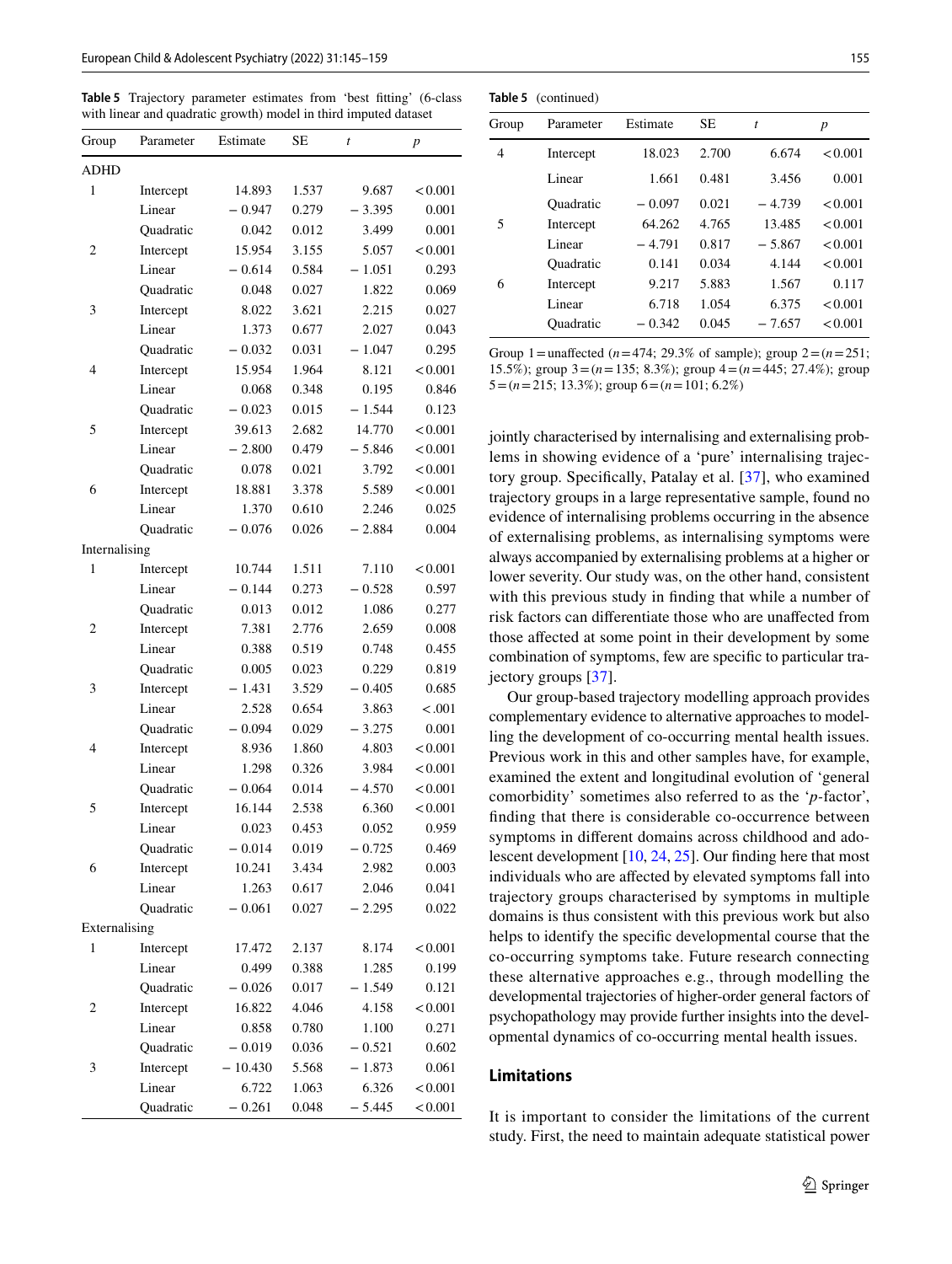**Table 5** Trajectory parameter estimates from 'best fitting' (6-class with linear and quadratic growth) model in third imputed dataset

| Group | Parameter | Estimate | SE | *t* | *p* |
|---|---|---|---|---|---|
| ADHD | | | | | |
| 1 | Intercept | 14.893 | 1.537 | 9.687 | < 0.001 |
| | Linear | − 0.947 | 0.279 | − 3.395 | 0.001 |
| | Quadratic | 0.042 | 0.012 | 3.499 | 0.001 |
| 2 | Intercept | 15.954 | 3.155 | 5.057 | < 0.001 |
| | Linear | − 0.614 | 0.584 | − 1.051 | 0.293 |
| | Quadratic | 0.048 | 0.027 | 1.822 | 0.069 |
| 3 | Intercept | 8.022 | 3.621 | 2.215 | 0.027 |
| | Linear | 1.373 | 0.677 | 2.027 | 0.043 |
| | Quadratic | − 0.032 | 0.031 | − 1.047 | 0.295 |
| 4 | Intercept | 15.954 | 1.964 | 8.121 | < 0.001 |
| | Linear | 0.068 | 0.348 | 0.195 | 0.846 |
| | Quadratic | − 0.023 | 0.015 | − 1.544 | 0.123 |
| 5 | Intercept | 39.613 | 2.682 | 14.770 | < 0.001 |
| | Linear | − 2.800 | 0.479 | − 5.846 | < 0.001 |
| | Quadratic | 0.078 | 0.021 | 3.792 | < 0.001 |
| 6 | Intercept | 18.881 | 3.378 | 5.589 | < 0.001 |
| | Linear | 1.370 | 0.610 | 2.246 | 0.025 |
| | Quadratic | − 0.076 | 0.026 | − 2.884 | 0.004 |
| Internalising | | | | | |
| 1 | Intercept | 10.744 | 1.511 | 7.110 | < 0.001 |
| | Linear | − 0.144 | 0.273 | − 0.528 | 0.597 |
| | Quadratic | 0.013 | 0.012 | 1.086 | 0.277 |
| 2 | Intercept | 7.381 | 2.776 | 2.659 | 0.008 |
| | Linear | 0.388 | 0.519 | 0.748 | 0.455 |
| | Quadratic | 0.005 | 0.023 | 0.229 | 0.819 |
| 3 | Intercept | − 1.431 | 3.529 | − 0.405 | 0.685 |
| | Linear | 2.528 | 0.654 | 3.863 | < .001 |
| | Quadratic | − 0.094 | 0.029 | − 3.275 | 0.001 |
| 4 | Intercept | 8.936 | 1.860 | 4.803 | < 0.001 |
| | Linear | 1.298 | 0.326 | 3.984 | < 0.001 |
| | Quadratic | − 0.064 | 0.014 | − 4.570 | < 0.001 |
| 5 | Intercept | 16.144 | 2.538 | 6.360 | < 0.001 |
| | Linear | 0.023 | 0.453 | 0.052 | 0.959 |
| | Quadratic | − 0.014 | 0.019 | − 0.725 | 0.469 |
| 6 | Intercept | 10.241 | 3.434 | 2.982 | 0.003 |
| | Linear | 1.263 | 0.617 | 2.046 | 0.041 |
| | Quadratic | − 0.061 | 0.027 | − 2.295 | 0.022 |
| Externalising | | | | | |
| 1 | Intercept | 17.472 | 2.137 | 8.174 | < 0.001 |
| | Linear | 0.499 | 0.388 | 1.285 | 0.199 |
| | Quadratic | − 0.026 | 0.017 | − 1.549 | 0.121 |
| 2 | Intercept | 16.822 | 4.046 | 4.158 | < 0.001 |
| | Linear | 0.858 | 0.780 | 1.100 | 0.271 |
| | Quadratic | − 0.019 | 0.036 | − 0.521 | 0.602 |
| 3 | Intercept | − 10.430 | 5.568 | − 1.873 | 0.061 |
| | Linear | 6.722 | 1.063 | 6.326 | < 0.001 |
| | Quadratic | − 0.261 | 0.048 | − 5.445 | < 0.001 |
| 4 | Intercept | 18.023 | 2.700 | 6.674 | < 0.001 |
| | Linear | 1.661 | 0.481 | 3.456 | 0.001 |
| | Quadratic | − 0.097 | 0.021 | − 4.739 | < 0.001 |
| 5 | Intercept | 64.262 | 4.765 | 13.485 | < 0.001 |
| | Linear | − 4.791 | 0.817 | − 5.867 | < 0.001 |
| | Quadratic | 0.141 | 0.034 | 4.144 | < 0.001 |
| 6 | Intercept | 9.217 | 5.883 | 1.567 | 0.117 |
| | Linear | 6.718 | 1.054 | 6.375 | < 0.001 |
| | Quadratic | − 0.342 | 0.045 | − 7.657 | < 0.001 |

Group 1 = unaffected ($n$ = 474; 29.3% of sample); group 2 = ($n$ = 251; 15.5%); group 3 = ($n$ = 135; 8.3%); group 4 = ($n$ = 445; 27.4%); group 5 = ($n$ = 215; 13.3%); group 6 = ($n$ = 101; 6.2%)

jointly characterised by internalising and externalising problems in showing evidence of a 'pure' internalising trajectory group. Specifically, Patalay et al. [37], who examined trajectory groups in a large representative sample, found no evidence of internalising problems occurring in the absence of externalising problems, as internalising symptoms were always accompanied by externalising problems at a higher or lower severity. Our study was, on the other hand, consistent with this previous study in finding that while a number of risk factors can differentiate those who are unaffected from those affected at some point in their development by some combination of symptoms, few are specific to particular trajectory groups [37].

Our group-based trajectory modelling approach provides complementary evidence to alternative approaches to modelling the development of co-occurring mental health issues. Previous work in this and other samples have, for example, examined the extent and longitudinal evolution of 'general comorbidity' sometimes also referred to as the '*p*-factor', finding that there is considerable co-occurrence between symptoms in different domains across childhood and adolescent development [10, 24, 25]. Our finding here that most individuals who are affected by elevated symptoms fall into trajectory groups characterised by symptoms in multiple domains is thus consistent with this previous work but also helps to identify the specific developmental course that the co-occurring symptoms take. Future research connecting these alternative approaches e.g., through modelling the developmental trajectories of higher-order general factors of psychopathology may provide further insights into the developmental dynamics of co-occurring mental health issues.

## Limitations

It is important to consider the limitations of the current study. First, the need to maintain adequate statistical power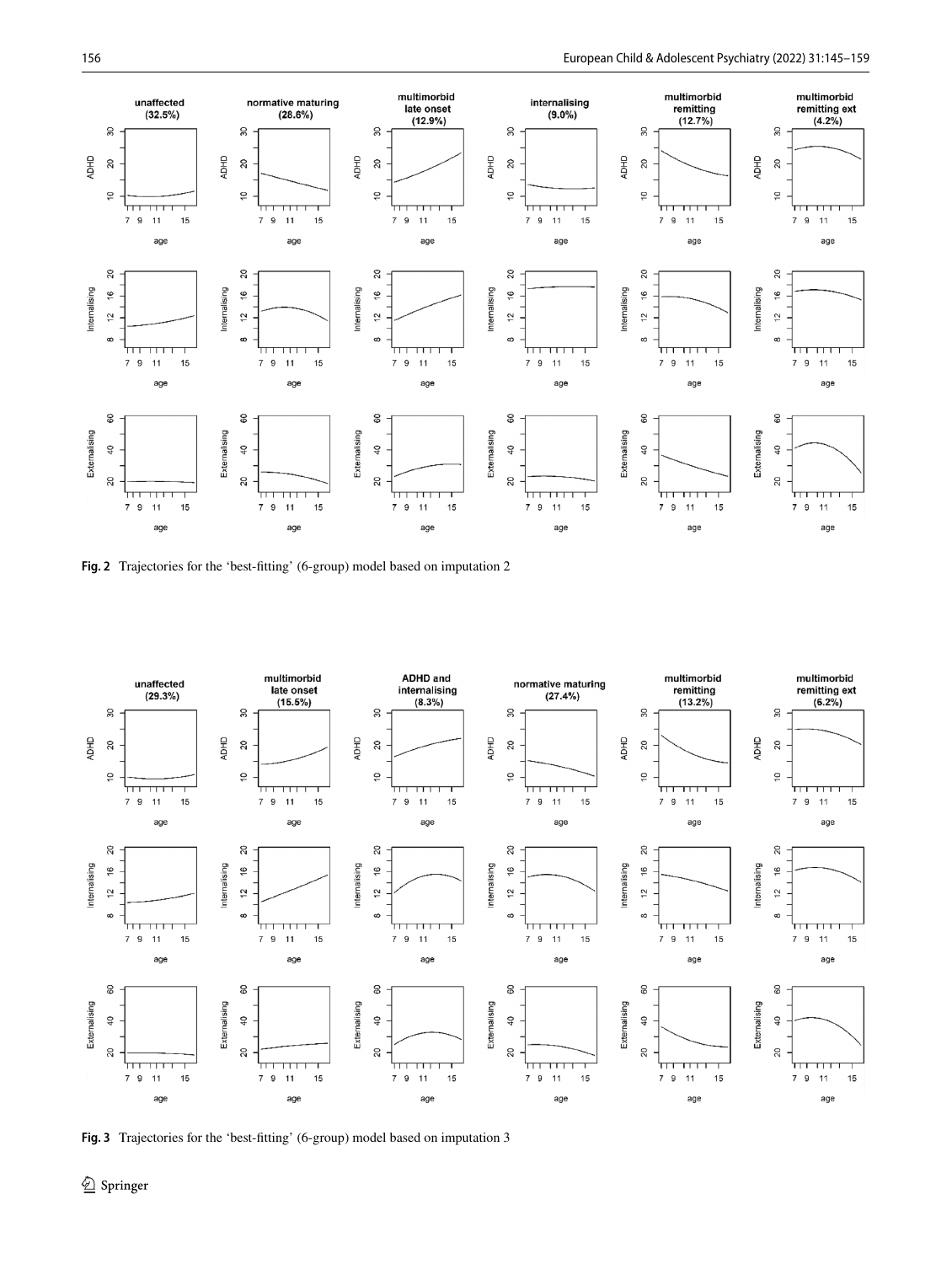**Fig. 2** Trajectories for the 'best-fitting' (6-group) model based on imputation 2

**Fig. 3** Trajectories for the 'best-fitting' (6-group) model based on imputation 3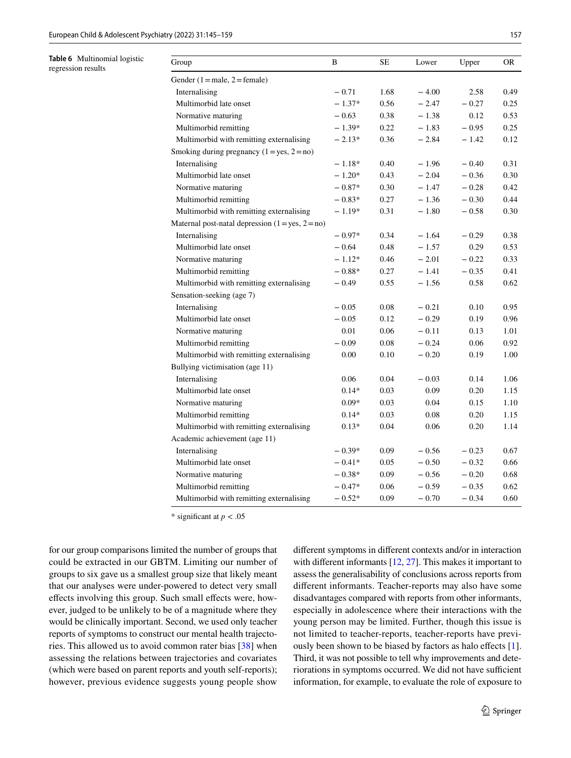**Table 6** Multinomial logistic regression results

| Group | B | SE | Lower | Upper | OR |
|---|---|---|---|---|---|
| Gender (1 = male, 2 = female) | | | | | |
| Internalising | − 0.71 | 1.68 | − 4.00 | 2.58 | 0.49 |
| Multimorbid late onset | − 1.37* | 0.56 | − 2.47 | − 0.27 | 0.25 |
| Normative maturing | − 0.63 | 0.38 | − 1.38 | 0.12 | 0.53 |
| Multimorbid remitting | − 1.39* | 0.22 | − 1.83 | − 0.95 | 0.25 |
| Multimorbid with remitting externalising | − 2.13* | 0.36 | − 2.84 | − 1.42 | 0.12 |
| Smoking during pregnancy (1 = yes, 2 = no) | | | | | |
| Internalising | − 1.18* | 0.40 | − 1.96 | − 0.40 | 0.31 |
| Multimorbid late onset | − 1.20* | 0.43 | − 2.04 | − 0.36 | 0.30 |
| Normative maturing | − 0.87* | 0.30 | − 1.47 | − 0.28 | 0.42 |
| Multimorbid remitting | − 0.83* | 0.27 | − 1.36 | − 0.30 | 0.44 |
| Multimorbid with remitting externalising | − 1.19* | 0.31 | − 1.80 | − 0.58 | 0.30 |
| Maternal post-natal depression (1 = yes, 2 = no) | | | | | |
| Internalising | − 0.97* | 0.34 | − 1.64 | − 0.29 | 0.38 |
| Multimorbid late onset | − 0.64 | 0.48 | − 1.57 | 0.29 | 0.53 |
| Normative maturing | − 1.12* | 0.46 | − 2.01 | − 0.22 | 0.33 |
| Multimorbid remitting | − 0.88* | 0.27 | − 1.41 | − 0.35 | 0.41 |
| Multimorbid with remitting externalising | − 0.49 | 0.55 | − 1.56 | 0.58 | 0.62 |
| Sensation-seeking (age 7) | | | | | |
| Internalising | − 0.05 | 0.08 | − 0.21 | 0.10 | 0.95 |
| Multimorbid late onset | − 0.05 | 0.12 | − 0.29 | 0.19 | 0.96 |
| Normative maturing | 0.01 | 0.06 | − 0.11 | 0.13 | 1.01 |
| Multimorbid remitting | − 0.09 | 0.08 | − 0.24 | 0.06 | 0.92 |
| Multimorbid with remitting externalising | 0.00 | 0.10 | − 0.20 | 0.19 | 1.00 |
| Bullying victimisation (age 11) | | | | | |
| Internalising | 0.06 | 0.04 | − 0.03 | 0.14 | 1.06 |
| Multimorbid late onset | 0.14* | 0.03 | 0.09 | 0.20 | 1.15 |
| Normative maturing | 0.09* | 0.03 | 0.04 | 0.15 | 1.10 |
| Multimorbid remitting | 0.14* | 0.03 | 0.08 | 0.20 | 1.15 |
| Multimorbid with remitting externalising | 0.13* | 0.04 | 0.06 | 0.20 | 1.14 |
| Academic achievement (age 11) | | | | | |
| Internalising | − 0.39* | 0.09 | − 0.56 | − 0.23 | 0.67 |
| Multimorbid late onset | − 0.41* | 0.05 | − 0.50 | − 0.32 | 0.66 |
| Normative maturing | − 0.38* | 0.09 | − 0.56 | − 0.20 | 0.68 |
| Multimorbid remitting | − 0.47* | 0.06 | − 0.59 | − 0.35 | 0.62 |
| Multimorbid with remitting externalising | − 0.52* | 0.09 | − 0.70 | − 0.34 | 0.60 |

* significant at $p < .05$

for our group comparisons limited the number of groups that could be extracted in our GBTM. Limiting our number of groups to six gave us a smallest group size that likely meant that our analyses were under-powered to detect very small effects involving this group. Such small effects were, however, judged to be unlikely to be of a magnitude where they would be clinically important. Second, we used only teacher reports of symptoms to construct our mental health trajectories. This allowed us to avoid common rater bias [38] when assessing the relations between trajectories and covariates (which were based on parent reports and youth self-reports); however, previous evidence suggests young people show different symptoms in different contexts and/or in interaction with different informants [12, 27]. This makes it important to assess the generalisability of conclusions across reports from different informants. Teacher-reports may also have some disadvantages compared with reports from other informants, especially in adolescence where their interactions with the young person may be limited. Further, though this issue is not limited to teacher-reports, teacher-reports have previously been shown to be biased by factors as halo effects [1]. Third, it was not possible to tell why improvements and deteriorations in symptoms occurred. We did not have sufficient information, for example, to evaluate the role of exposure to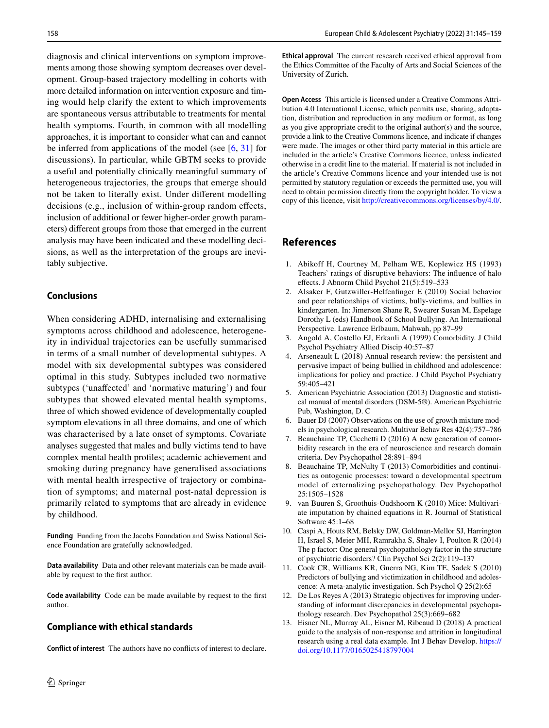diagnosis and clinical interventions on symptom improvements among those showing symptom decreases over development. Group-based trajectory modelling in cohorts with more detailed information on intervention exposure and timing would help clarify the extent to which improvements are spontaneous versus attributable to treatments for mental health symptoms. Fourth, in common with all modelling approaches, it is important to consider what can and cannot be inferred from applications of the model (see [6, 31] for discussions). In particular, while GBTM seeks to provide a useful and potentially clinically meaningful summary of heterogeneous trajectories, the groups that emerge should not be taken to literally exist. Under different modelling decisions (e.g., inclusion of within-group random effects, inclusion of additional or fewer higher-order growth parameters) different groups from those that emerged in the current analysis may have been indicated and these modelling decisions, as well as the interpretation of the groups are inevitably subjective.

## Conclusions

When considering ADHD, internalising and externalising symptoms across childhood and adolescence, heterogeneity in individual trajectories can be usefully summarised in terms of a small number of developmental subtypes. A model with six developmental subtypes was considered optimal in this study. Subtypes included two normative subtypes ('unaffected' and 'normative maturing') and four subtypes that showed elevated mental health symptoms, three of which showed evidence of developmentally coupled symptom elevations in all three domains, and one of which was characterised by a late onset of symptoms. Covariate analyses suggested that males and bully victims tend to have complex mental health profiles; academic achievement and smoking during pregnancy have generalised associations with mental health irrespective of trajectory or combination of symptoms; and maternal post-natal depression is primarily related to symptoms that are already in evidence by childhood.

**Funding** Funding from the Jacobs Foundation and Swiss National Science Foundation are gratefully acknowledged.

**Data availability** Data and other relevant materials can be made available by request to the first author.

**Code availability** Code can be made available by request to the first author.

### Compliance with ethical standards

**Conflict of interest** The authors have no conflicts of interest to declare.

**Ethical approval** The current research received ethical approval from the Ethics Committee of the Faculty of Arts and Social Sciences of the University of Zurich.

**Open Access** This article is licensed under a Creative Commons Attribution 4.0 International License, which permits use, sharing, adaptation, distribution and reproduction in any medium or format, as long as you give appropriate credit to the original author(s) and the source, provide a link to the Creative Commons licence, and indicate if changes were made. The images or other third party material in this article are included in the article's Creative Commons licence, unless indicated otherwise in a credit line to the material. If material is not included in the article's Creative Commons licence and your intended use is not permitted by statutory regulation or exceeds the permitted use, you will need to obtain permission directly from the copyright holder. To view a copy of this licence, visit http://creativecommons.org/licenses/by/4.0/.

## References

1. Abikoff H, Courtney M, Pelham WE, Koplewicz HS (1993) Teachers' ratings of disruptive behaviors: The influence of halo effects. J Abnorm Child Psychol 21(5):519–533
2. Alsaker F, Gutzwiller-Helfenfinger E (2010) Social behavior and peer relationships of victims, bully-victims, and bullies in kindergarten. In: Jimerson Shane R, Swearer Susan M, Espelage Dorothy L (eds) Handbook of School Bullying. An International Perspective. Lawrence Erlbaum, Mahwah, pp 87–99
3. Angold A, Costello EJ, Erkanli A (1999) Comorbidity. J Child Psychol Psychiatry Allied Discip 40:57–87
4. Arseneault L (2018) Annual research review: the persistent and pervasive impact of being bullied in childhood and adolescence: implications for policy and practice. J Child Psychol Psychiatry 59:405–421
5. American Psychiatric Association (2013) Diagnostic and statistical manual of mental disorders (DSM-5®). American Psychiatric Pub, Washington, D. C
6. Bauer DJ (2007) Observations on the use of growth mixture models in psychological research. Multivar Behav Res 42(4):757–786
7. Beauchaine TP, Cicchetti D (2016) A new generation of comorbidity research in the era of neuroscience and research domain criteria. Dev Psychopathol 28:891–894
8. Beauchaine TP, McNulty T (2013) Comorbidities and continuities as ontogenic processes: toward a developmental spectrum model of externalizing psychopathology. Dev Psychopathol 25:1505–1528
9. van Buuren S, Groothuis-Oudshoorn K (2010) Mice: Multivariate imputation by chained equations in R. Journal of Statistical Software 45:1–68
10. Caspi A, Houts RM, Belsky DW, Goldman-Mellor SJ, Harrington H, Israel S, Meier MH, Ramrakha S, Shalev I, Poulton R (2014) The p factor: One general psychopathology factor in the structure of psychiatric disorders? Clin Psychol Sci 2(2):119–137
11. Cook CR, Williams KR, Guerra NG, Kim TE, Sadek S (2010) Predictors of bullying and victimization in childhood and adolescence: A meta-analytic investigation. Sch Psychol Q 25(2):65
12. De Los Reyes A (2013) Strategic objectives for improving understanding of informant discrepancies in developmental psychopathology research. Dev Psychopathol 25(3):669–682
13. Eisner NL, Murray AL, Eisner M, Ribeaud D (2018) A practical guide to the analysis of non-response and attrition in longitudinal research using a real data example. Int J Behav Develop. https://doi.org/10.1177/0165025418797004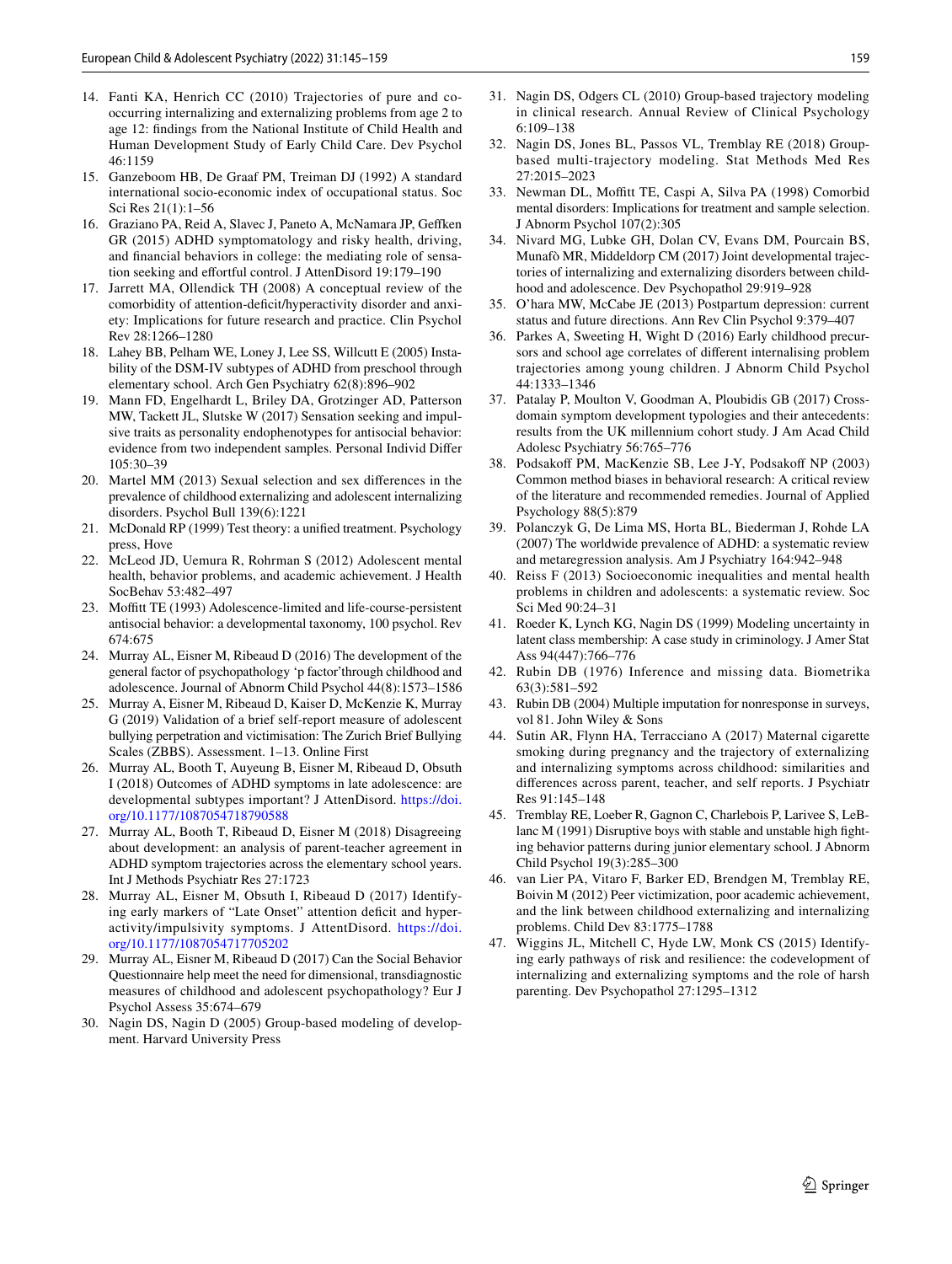14. Fanti KA, Henrich CC (2010) Trajectories of pure and co-occurring internalizing and externalizing problems from age 2 to age 12: findings from the National Institute of Child Health and Human Development Study of Early Child Care. Dev Psychol 46:1159
15. Ganzeboom HB, De Graaf PM, Treiman DJ (1992) A standard international socio-economic index of occupational status. Soc Sci Res 21(1):1–56
16. Graziano PA, Reid A, Slavec J, Paneto A, McNamara JP, Geffken GR (2015) ADHD symptomatology and risky health, driving, and financial behaviors in college: the mediating role of sensation seeking and effortful control. J AttenDisord 19:179–190
17. Jarrett MA, Ollendick TH (2008) A conceptual review of the comorbidity of attention-deficit/hyperactivity disorder and anxiety: Implications for future research and practice. Clin Psychol Rev 28:1266–1280
18. Lahey BB, Pelham WE, Loney J, Lee SS, Willcutt E (2005) Instability of the DSM-IV subtypes of ADHD from preschool through elementary school. Arch Gen Psychiatry 62(8):896–902
19. Mann FD, Engelhardt L, Briley DA, Grotzinger AD, Patterson MW, Tackett JL, Slutske W (2017) Sensation seeking and impulsive traits as personality endophenotypes for antisocial behavior: evidence from two independent samples. Personal Individ Differ 105:30–39
20. Martel MM (2013) Sexual selection and sex differences in the prevalence of childhood externalizing and adolescent internalizing disorders. Psychol Bull 139(6):1221
21. McDonald RP (1999) Test theory: a unified treatment. Psychology press, Hove
22. McLeod JD, Uemura R, Rohrman S (2012) Adolescent mental health, behavior problems, and academic achievement. J Health SocBehav 53:482–497
23. Moffitt TE (1993) Adolescence-limited and life-course-persistent antisocial behavior: a developmental taxonomy, 100 psychol. Rev 674:675
24. Murray AL, Eisner M, Ribeaud D (2016) The development of the general factor of psychopathology 'p factor'through childhood and adolescence. Journal of Abnorm Child Psychol 44(8):1573–1586
25. Murray A, Eisner M, Ribeaud D, Kaiser D, McKenzie K, Murray G (2019) Validation of a brief self-report measure of adolescent bullying perpetration and victimisation: The Zurich Brief Bullying Scales (ZBBS). Assessment. 1–13. Online First
26. Murray AL, Booth T, Auyeung B, Eisner M, Ribeaud D, Obsuth I (2018) Outcomes of ADHD symptoms in late adolescence: are developmental subtypes important? J AttenDisord. https://doi.org/10.1177/1087054718790588
27. Murray AL, Booth T, Ribeaud D, Eisner M (2018) Disagreeing about development: an analysis of parent-teacher agreement in ADHD symptom trajectories across the elementary school years. Int J Methods Psychiatr Res 27:1723
28. Murray AL, Eisner M, Obsuth I, Ribeaud D (2017) Identifying early markers of "Late Onset" attention deficit and hyperactivity/impulsivity symptoms. J AttentDisord. https://doi.org/10.1177/1087054717705202
29. Murray AL, Eisner M, Ribeaud D (2017) Can the Social Behavior Questionnaire help meet the need for dimensional, transdiagnostic measures of childhood and adolescent psychopathology? Eur J Psychol Assess 35:674–679
30. Nagin DS, Nagin D (2005) Group-based modeling of development. Harvard University Press
31. Nagin DS, Odgers CL (2010) Group-based trajectory modeling in clinical research. Annual Review of Clinical Psychology 6:109–138
32. Nagin DS, Jones BL, Passos VL, Tremblay RE (2018) Group-based multi-trajectory modeling. Stat Methods Med Res 27:2015–2023
33. Newman DL, Moffitt TE, Caspi A, Silva PA (1998) Comorbid mental disorders: Implications for treatment and sample selection. J Abnorm Psychol 107(2):305
34. Nivard MG, Lubke GH, Dolan CV, Evans DM, Pourcain BS, Munafò MR, Middeldorp CM (2017) Joint developmental trajectories of internalizing and externalizing disorders between childhood and adolescence. Dev Psychopathol 29:919–928
35. O'hara MW, McCabe JE (2013) Postpartum depression: current status and future directions. Ann Rev Clin Psychol 9:379–407
36. Parkes A, Sweeting H, Wight D (2016) Early childhood precursors and school age correlates of different internalising problem trajectories among young children. J Abnorm Child Psychol 44:1333–1346
37. Patalay P, Moulton V, Goodman A, Ploubidis GB (2017) Cross-domain symptom development typologies and their antecedents: results from the UK millennium cohort study. J Am Acad Child Adolesc Psychiatry 56:765–776
38. Podsakoff PM, MacKenzie SB, Lee J-Y, Podsakoff NP (2003) Common method biases in behavioral research: A critical review of the literature and recommended remedies. Journal of Applied Psychology 88(5):879
39. Polanczyk G, De Lima MS, Horta BL, Biederman J, Rohde LA (2007) The worldwide prevalence of ADHD: a systematic review and metaregression analysis. Am J Psychiatry 164:942–948
40. Reiss F (2013) Socioeconomic inequalities and mental health problems in children and adolescents: a systematic review. Soc Sci Med 90:24–31
41. Roeder K, Lynch KG, Nagin DS (1999) Modeling uncertainty in latent class membership: A case study in criminology. J Amer Stat Ass 94(447):766–776
42. Rubin DB (1976) Inference and missing data. Biometrika 63(3):581–592
43. Rubin DB (2004) Multiple imputation for nonresponse in surveys, vol 81. John Wiley & Sons
44. Sutin AR, Flynn HA, Terracciano A (2017) Maternal cigarette smoking during pregnancy and the trajectory of externalizing and internalizing symptoms across childhood: similarities and differences across parent, teacher, and self reports. J Psychiatr Res 91:145–148
45. Tremblay RE, Loeber R, Gagnon C, Charlebois P, Larivee S, LeBlanc M (1991) Disruptive boys with stable and unstable high fighting behavior patterns during junior elementary school. J Abnorm Child Psychol 19(3):285–300
46. van Lier PA, Vitaro F, Barker ED, Brendgen M, Tremblay RE, Boivin M (2012) Peer victimization, poor academic achievement, and the link between childhood externalizing and internalizing problems. Child Dev 83:1775–1788
47. Wiggins JL, Mitchell C, Hyde LW, Monk CS (2015) Identifying early pathways of risk and resilience: the codevelopment of internalizing and externalizing symptoms and the role of harsh parenting. Dev Psychopathol 27:1295–1312